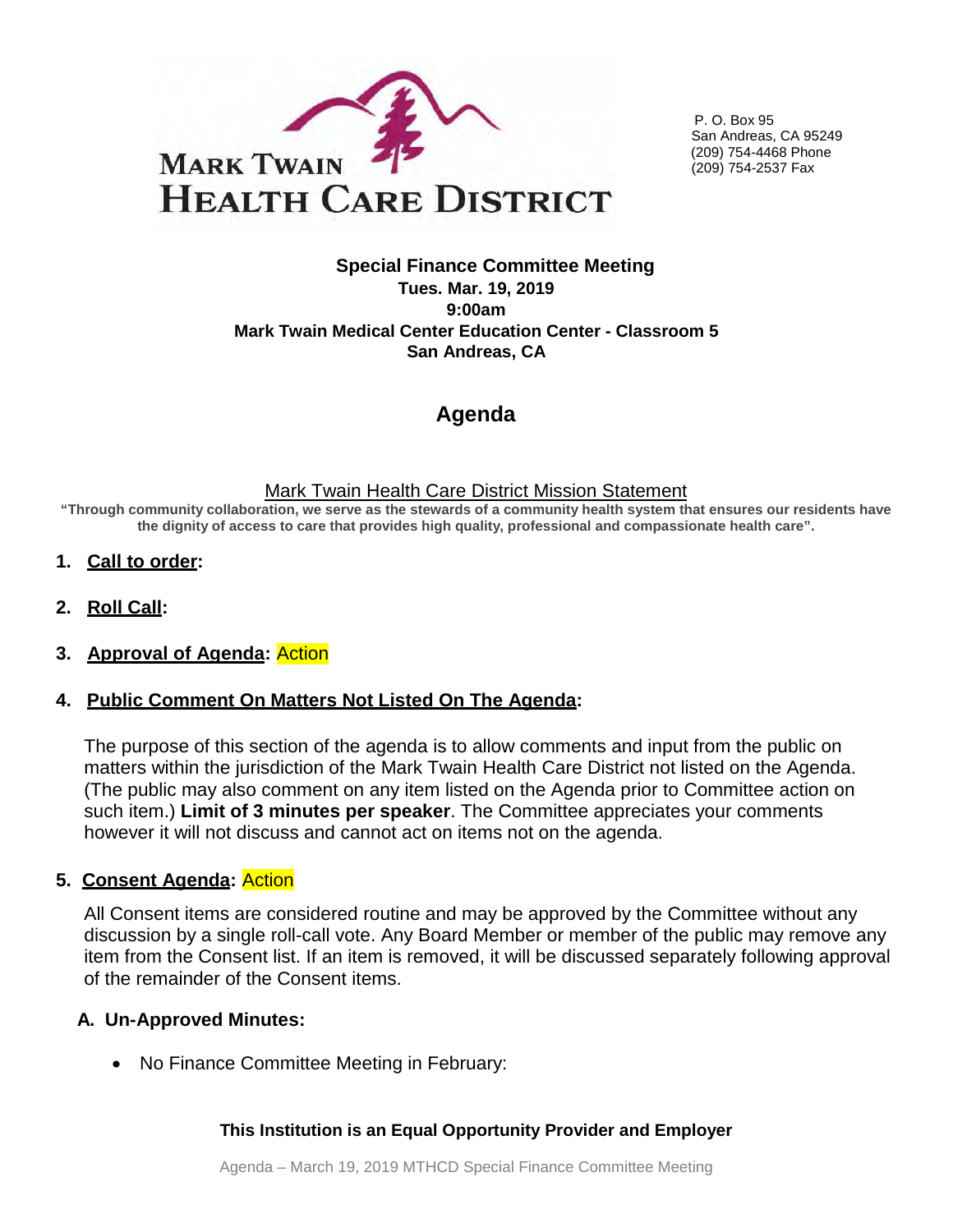MARK TWAIN HEALTH CARE DISTRICT

P. O. Box 95
San Andreas, CA 95249
(209) 754-4468 Phone
(209) 754-2537 Fax

**Special Finance Committee Meeting**
**Tues. Mar. 19, 2019**
**9:00am**
**Mark Twain Medical Center Education Center - Classroom 5**
**San Andreas, CA**

# Agenda

Mark Twain Health Care District Mission Statement

**"Through community collaboration, we serve as the stewards of a community health system that ensures our residents have the dignity of access to care that provides high quality, professional and compassionate health care".**

1. **Call to order:**

2. **Roll Call:**

3. **Approval of Agenda:** Action

4. **Public Comment On Matters Not Listed On The Agenda:**

   The purpose of this section of the agenda is to allow comments and input from the public on matters within the jurisdiction of the Mark Twain Health Care District not listed on the Agenda. (The public may also comment on any item listed on the Agenda prior to Committee action on such item.) **Limit of 3 minutes per speaker**. The Committee appreciates your comments however it will not discuss and cannot act on items not on the agenda.

5. **Consent Agenda:** Action

   All Consent items are considered routine and may be approved by the Committee without any discussion by a single roll-call vote. Any Board Member or member of the public may remove any item from the Consent list. If an item is removed, it will be discussed separately following approval of the remainder of the Consent items.

   **A. Un-Approved Minutes:**

   - No Finance Committee Meeting in February:

**This Institution is an Equal Opportunity Provider and Employer**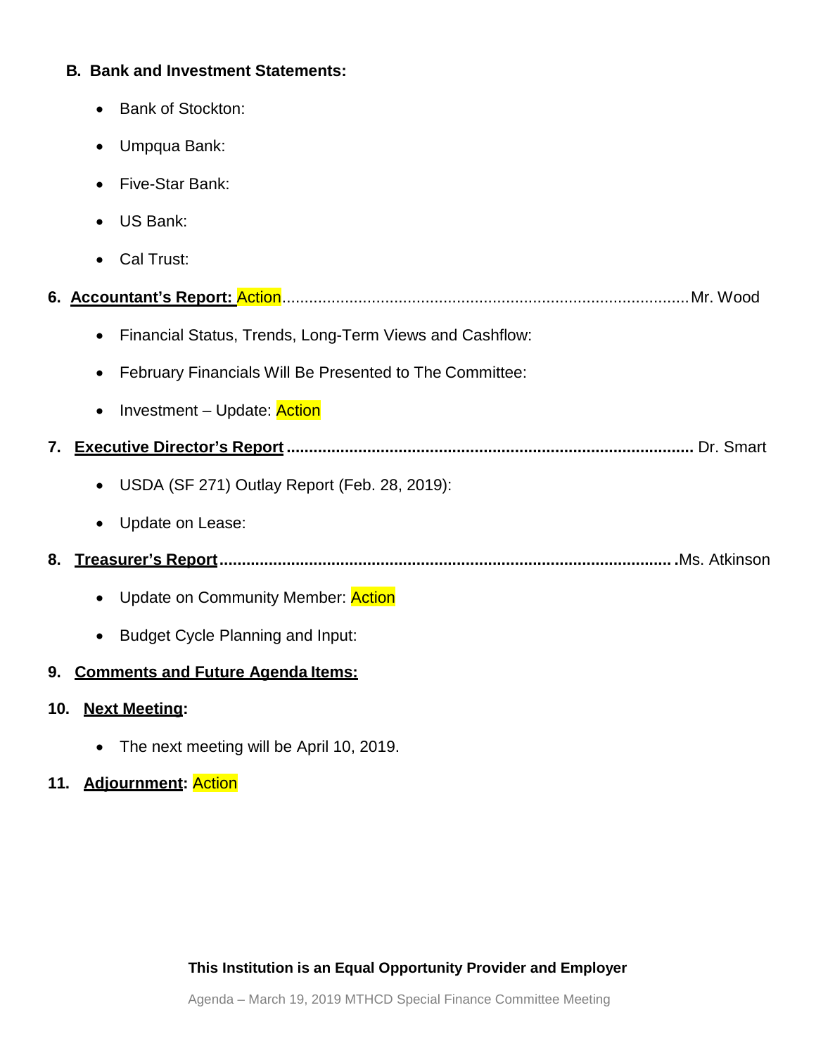**B. Bank and Investment Statements:**

- Bank of Stockton:
- Umpqua Bank:
- Five-Star Bank:
- US Bank:
- Cal Trust:

**6. Accountant's Report: Action**.......................................................................................... Mr. Wood

- Financial Status, Trends, Long-Term Views and Cashflow:
- February Financials Will Be Presented to The Committee:
- Investment – Update: Action

**7. Executive Director's Report** ......................................................................................... Dr. Smart

- USDA (SF 271) Outlay Report (Feb. 28, 2019):
- Update on Lease:

**8. Treasurer's Report** .................................................................................................... .Ms. Atkinson

- Update on Community Member: Action
- Budget Cycle Planning and Input:

**9. Comments and Future Agenda Items:**

**10. Next Meeting:**

- The next meeting will be April 10, 2019.

**11. Adjournment: Action**

**This Institution is an Equal Opportunity Provider and Employer**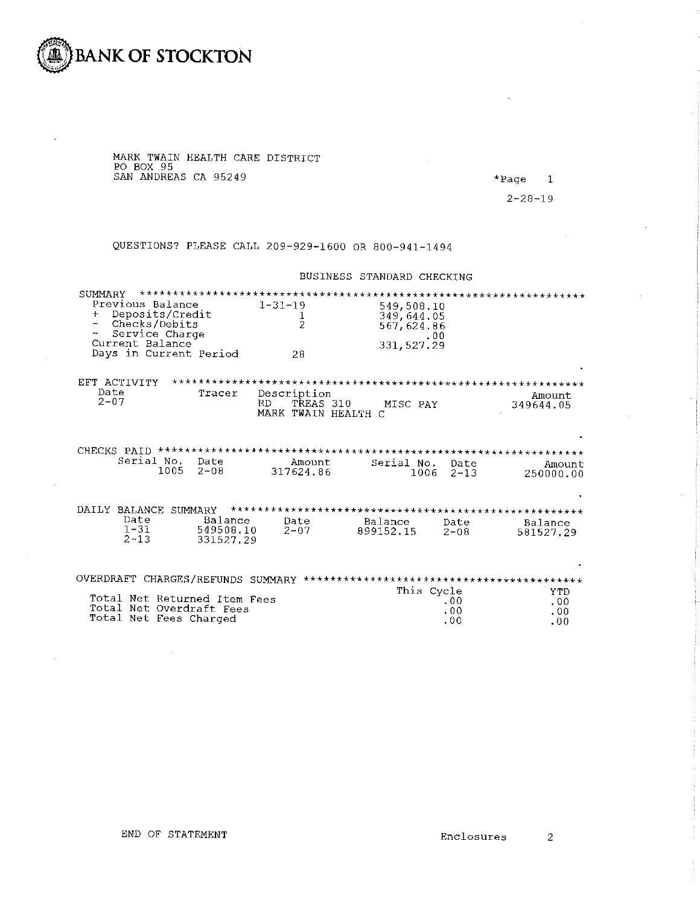# BANK OF STOCKTON

MARK TWAIN HEALTH CARE DISTRICT
PO BOX 95
SAN ANDREAS CA 95249

*Page 1

2-28-19

QUESTIONS? PLEASE CALL 209-929-1600 OR 800-941-1494

BUSINESS STANDARD CHECKING

SUMMARY ****************************************************************

| | | |
|---|---|---|
| Previous Balance | 1-31-19 | 549,508.10 |
| + Deposits/Credit | 1 | 349,644.05 |
| - Checks/Debits | 2 | 567,624.86 |
| - Service Charge | | .00 |
| Current Balance | | 331,527.29 |
| Days in Current Period | 28 | |

EFT ACTIVITY ****************************************************************

| Date | Tracer | Description | Amount |
|---|---|---|---|
| 2-07 | | RD TREAS 310 MISC PAY MARK TWAIN HEALTH C | 349644.05 |

CHECKS PAID ****************************************************************

| Serial No. | Date | Amount | Serial No. | Date | Amount |
|---|---|---|---|---|---|
| 1005 | 2-08 | 317624.86 | 1006 | 2-13 | 250000.00 |

DAILY BALANCE SUMMARY ****************************************************

| Date | Balance | Date | Balance | Date | Balance |
|---|---|---|---|---|---|
| 1-31 | 549508.10 | 2-07 | 899152.15 | 2-08 | 581527.29 |
| 2-13 | 331527.29 | | | | |

OVERDRAFT CHARGES/REFUNDS SUMMARY ****************************************

| | This Cycle | YTD |
|---|---|---|
| Total Net Returned Item Fees | .00 | .00 |
| Total Net Overdraft Fees | .00 | .00 |
| Total Net Fees Charged | .00 | .00 |

END OF STATEMENT

Enclosures 2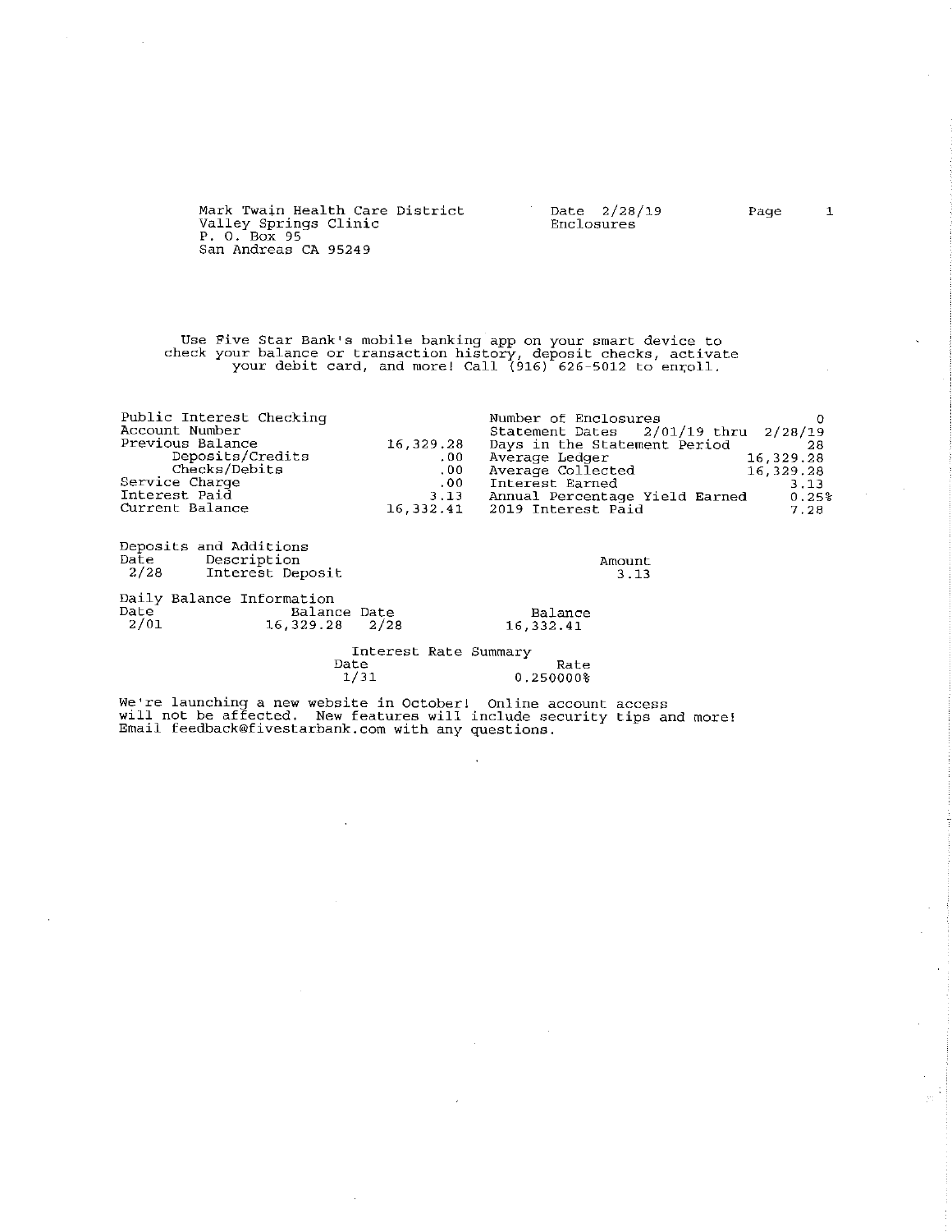Mark Twain Health Care District
Valley Springs Clinic
P. O. Box 95
San Andreas CA 95249

Date 2/28/19
Enclosures

Page 1

Use Five Star Bank's mobile banking app on your smart device to check your balance or transaction history, deposit checks, activate your debit card, and more! Call (916) 626-5012 to enroll.

| Public Interest Checking | | | |
|---|---|---|---|
| Account Number | | Number of Enclosures | 0 |
| Previous Balance | 16,329.28 | Statement Dates 2/01/19 thru | 2/28/19 |
| Deposits/Credits | .00 | Days in the Statement Period | 28 |
| Checks/Debits | .00 | Average Ledger | 16,329.28 |
| Service Charge | .00 | Average Collected | 16,329.28 |
| Interest Paid | 3.13 | Interest Earned | 3.13 |
| Current Balance | 16,332.41 | Annual Percentage Yield Earned | 0.25% |
| | | 2019 Interest Paid | 7.28 |

Deposits and Additions

| Date | Description | Amount |
|---|---|---|
| 2/28 | Interest Deposit | 3.13 |

Daily Balance Information

| Date | Balance | Date | Balance |
|---|---|---|---|
| 2/01 | 16,329.28 | 2/28 | 16,332.41 |

Interest Rate Summary

| Date | Rate |
|---|---|
| 1/31 | 0.250000% |

We're launching a new website in October! Online account access will not be affected. New features will include security tips and more! Email feedback@fivestarbank.com with any questions.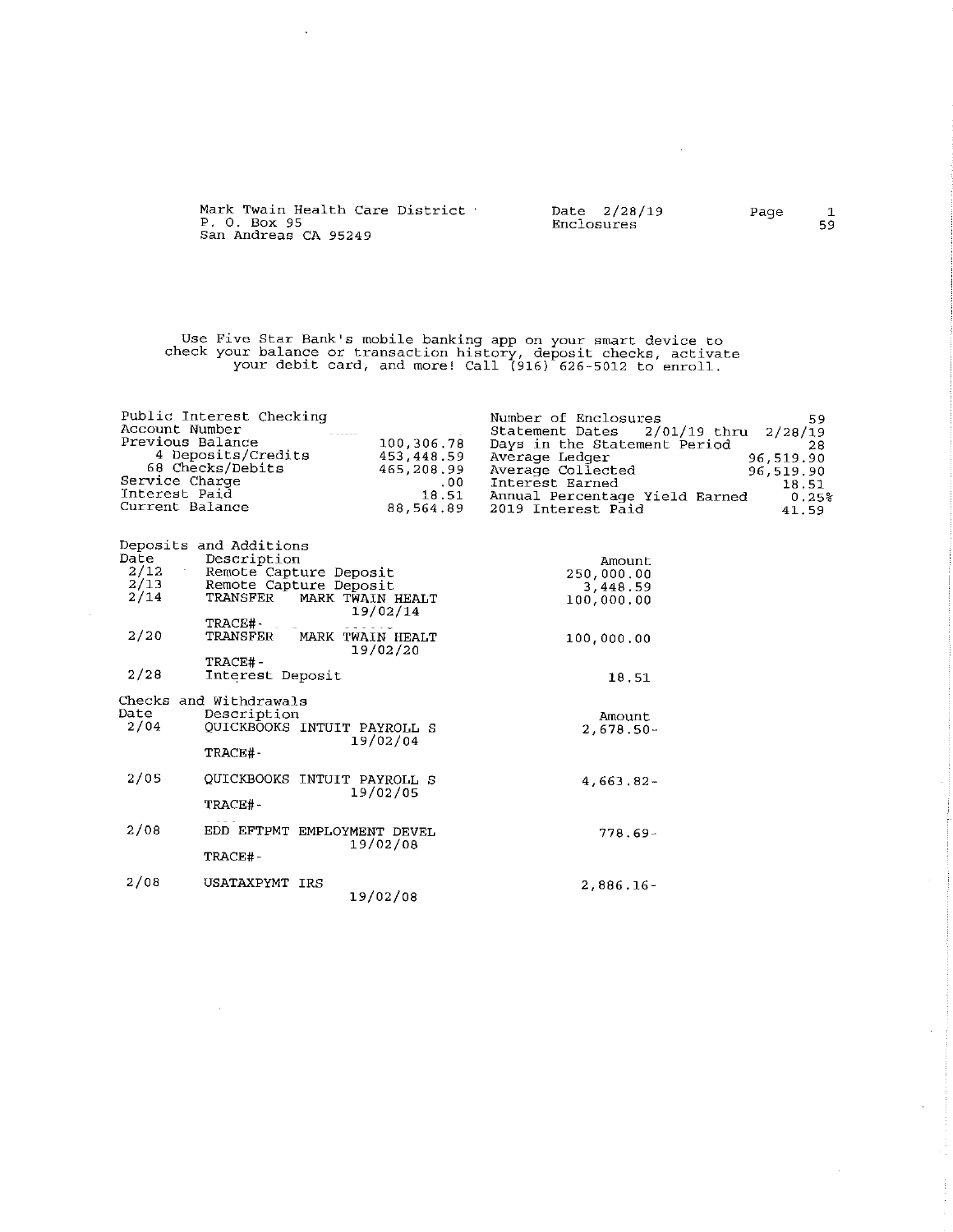Mark Twain Health Care District
P. O. Box 95
San Andreas CA 95249

Date 2/28/19
Enclosures 59

Use Five Star Bank's mobile banking app on your smart device to check your balance or transaction history, deposit checks, activate your debit card, and more! Call (916) 626-5012 to enroll.

| Public Interest Checking | | Number of Enclosures | 59 |
|---|---|---|---|
| Account Number | | Statement Dates 2/01/19 thru | 2/28/19 |
| Previous Balance | 100,306.78 | Days in the Statement Period | 28 |
| 4 Deposits/Credits | 453,448.59 | Average Ledger | 96,519.90 |
| 68 Checks/Debits | 465,208.99 | Average Collected | 96,519.90 |
| Service Charge | .00 | Interest Earned | 18.51 |
| Interest Paid | 18.51 | Annual Percentage Yield Earned | 0.25% |
| Current Balance | 88,564.89 | 2019 Interest Paid | 41.59 |

Deposits and Additions

| Date | Description | Amount |
|---|---|---|
| 2/12 | Remote Capture Deposit | 250,000.00 |
| 2/13 | Remote Capture Deposit | 3,448.59 |
| 2/14 | TRANSFER MARK TWAIN HEALT 19/02/14 TRACE#- | 100,000.00 |
| 2/20 | TRANSFER MARK TWAIN HEALT 19/02/20 TRACE#- | 100,000.00 |
| 2/28 | Interest Deposit | 18.51 |

Checks and Withdrawals

| Date | Description | Amount |
|---|---|---|
| 2/04 | QUICKBOOKS INTUIT PAYROLL S 19/02/04 TRACE#- | 2,678.50- |
| 2/05 | QUICKBOOKS INTUIT PAYROLL S 19/02/05 TRACE#- | 4,663.82- |
| 2/08 | EDD EFTPMT EMPLOYMENT DEVEL 19/02/08 TRACE#- | 778.69- |
| 2/08 | USATAXPYMT IRS 19/02/08 | 2,886.16- |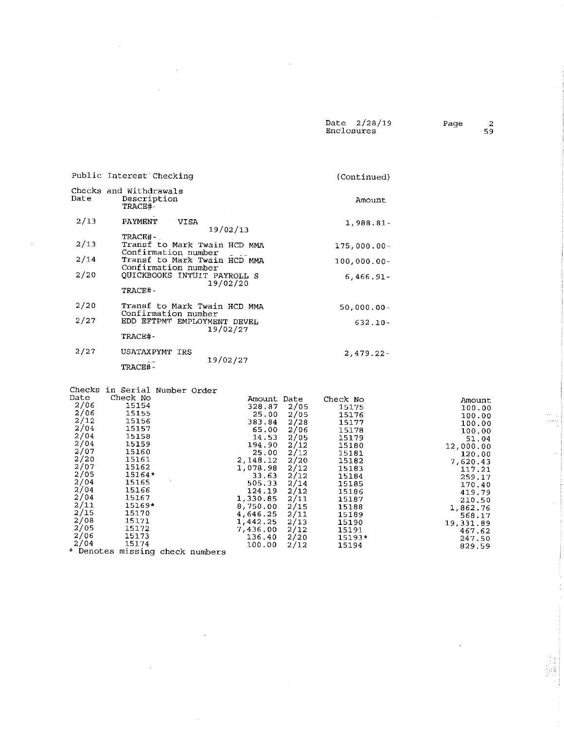Date 2/28/19
Enclosures 59

Public Interest Checking (Continued)

Checks and Withdrawals

| Date | Description | Amount |
| --- | --- | --- |
| | TRACE#- | |
| 2/13 | PAYMENT VISA 19/02/13 TRACE#- | 1,988.81- |
| 2/13 | Transf to Mark Twain HCD MMA Confirmation number | 175,000.00- |
| 2/14 | Transf to Mark Twain HCD MMA Confirmation number | 100,000.00- |
| 2/20 | QUICKBOOKS INTUIT PAYROLL S 19/02/20 TRACE#- | 6,466.91- |
| 2/20 | Transf to Mark Twain HCD MMA Confirmation number | 50,000.00- |
| 2/27 | EDD EFTPMT EMPLOYMENT DEVEL 19/02/27 TRACE#- | 632.10- |
| 2/27 | USATAXPYMT IRS 19/02/27 TRACE#- | 2,479.22- |

Checks in Serial Number Order

| Date | Check No | Amount | Date | Check No | Amount |
| --- | --- | --- | --- | --- | --- |
| 2/06 | 15154 | 328.87 | 2/05 | 15175 | 100.00 |
| 2/06 | 15155 | 25.00 | 2/05 | 15176 | 100.00 |
| 2/12 | 15156 | 383.84 | 2/28 | 15177 | 100.00 |
| 2/04 | 15157 | 65.00 | 2/06 | 15178 | 100.00 |
| 2/04 | 15158 | 14.53 | 2/05 | 15179 | 51.04 |
| 2/04 | 15159 | 194.90 | 2/12 | 15180 | 12,000.00 |
| 2/07 | 15160 | 25.00 | 2/12 | 15181 | 120.00 |
| 2/20 | 15161 | 2,148.12 | 2/20 | 15182 | 7,620.43 |
| 2/07 | 15162 | 1,078.98 | 2/12 | 15183 | 117.21 |
| 2/05 | 15164* | 33.63 | 2/12 | 15184 | 259.17 |
| 2/04 | 15165 | 505.33 | 2/14 | 15185 | 170.40 |
| 2/04 | 15166 | 124.19 | 2/12 | 15186 | 419.79 |
| 2/04 | 15167 | 1,330.85 | 2/11 | 15187 | 210.50 |
| 2/11 | 15169* | 8,750.00 | 2/15 | 15188 | 1,862.76 |
| 2/15 | 15170 | 4,646.25 | 2/11 | 15189 | 568.17 |
| 2/08 | 15171 | 1,442.25 | 2/13 | 15190 | 19,331.89 |
| 2/05 | 15172 | 7,436.00 | 2/12 | 15191 | 467.62 |
| 2/06 | 15173 | 136.40 | 2/20 | 15193* | 247.50 |
| 2/04 | 15174 | 100.00 | 2/12 | 15194 | 829.59 |

* Denotes missing check numbers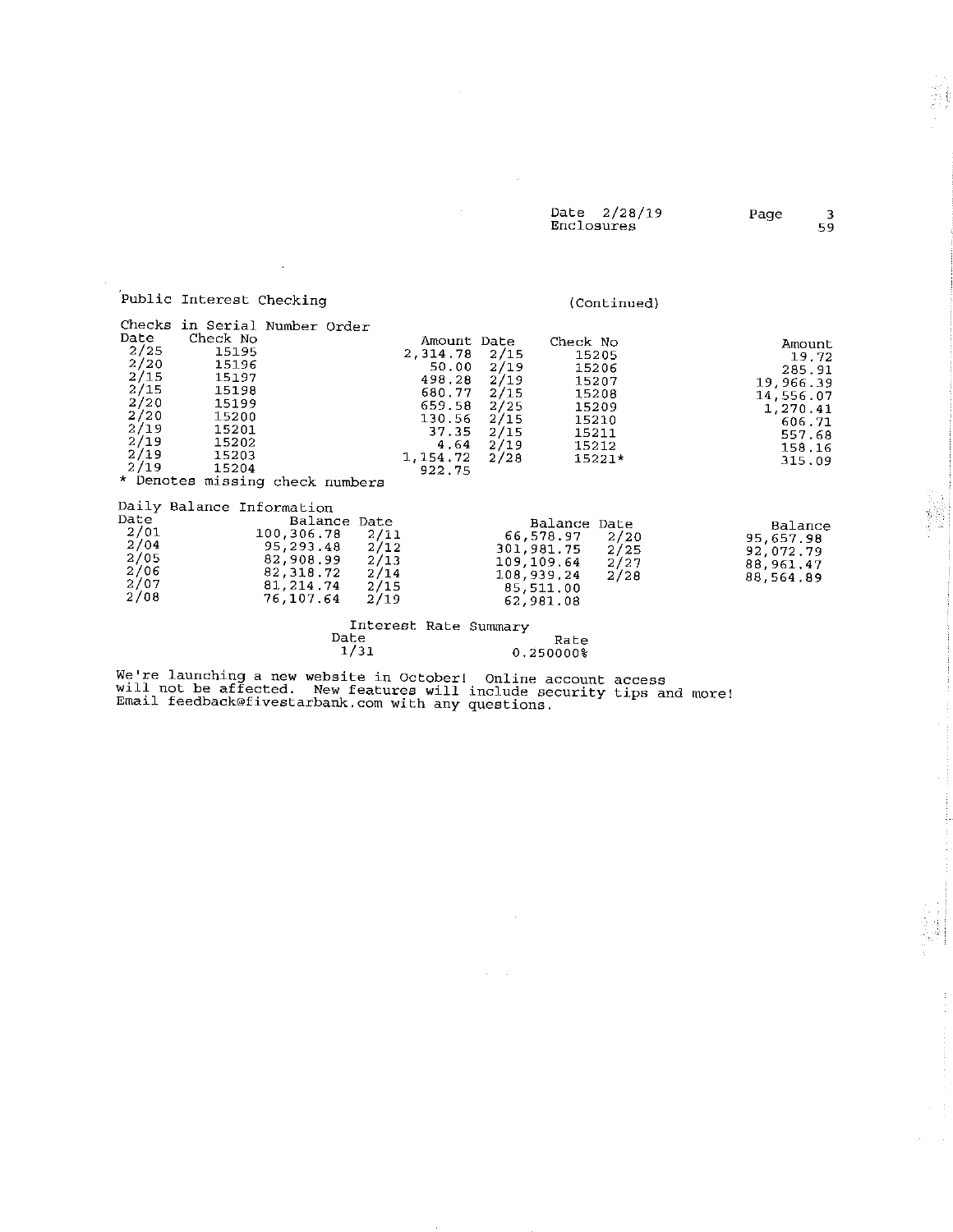Date 2/28/19
Enclosures 59

Public Interest Checking (Continued)

Checks in Serial Number Order

| Date | Check No | Amount | Date | Check No | Amount |
|---|---|---|---|---|---|
| 2/25 | 15195 | 2,314.78 | 2/15 | 15205 | 19.72 |
| 2/20 | 15196 | 50.00 | 2/19 | 15206 | 285.91 |
| 2/15 | 15197 | 498.28 | 2/19 | 15207 | 19,966.39 |
| 2/15 | 15198 | 680.77 | 2/15 | 15208 | 14,556.07 |
| 2/20 | 15199 | 659.58 | 2/25 | 15209 | 1,270.41 |
| 2/20 | 15200 | 130.56 | 2/15 | 15210 | 606.71 |
| 2/19 | 15201 | 37.35 | 2/15 | 15211 | 557.68 |
| 2/19 | 15202 | 4.64 | 2/19 | 15212 | 158.16 |
| 2/19 | 15203 | 1,154.72 | 2/28 | 15221* | 315.09 |
| 2/19 | 15204 | 922.75 | | | |

* Denotes missing check numbers

Daily Balance Information

| Date | Balance | Date | Balance | Date | Balance |
|---|---|---|---|---|---|
| 2/01 | 100,306.78 | 2/11 | 66,578.97 | 2/20 | 95,657.98 |
| 2/04 | 95,293.48 | 2/12 | 301,981.75 | 2/25 | 92,072.79 |
| 2/05 | 82,908.99 | 2/13 | 109,109.64 | 2/27 | 88,961.47 |
| 2/06 | 82,318.72 | 2/14 | 108,939.24 | 2/28 | 88,564.89 |
| 2/07 | 81,214.74 | 2/15 | 85,511.00 | | |
| 2/08 | 76,107.64 | 2/19 | 62,981.08 | | |

Interest Rate Summary

| Date | Rate |
|---|---|
| 1/31 | 0.250000% |

We're launching a new website in October! Online account access will not be affected. New features will include security tips and more! Email feedback@fivestarbank.com with any questions.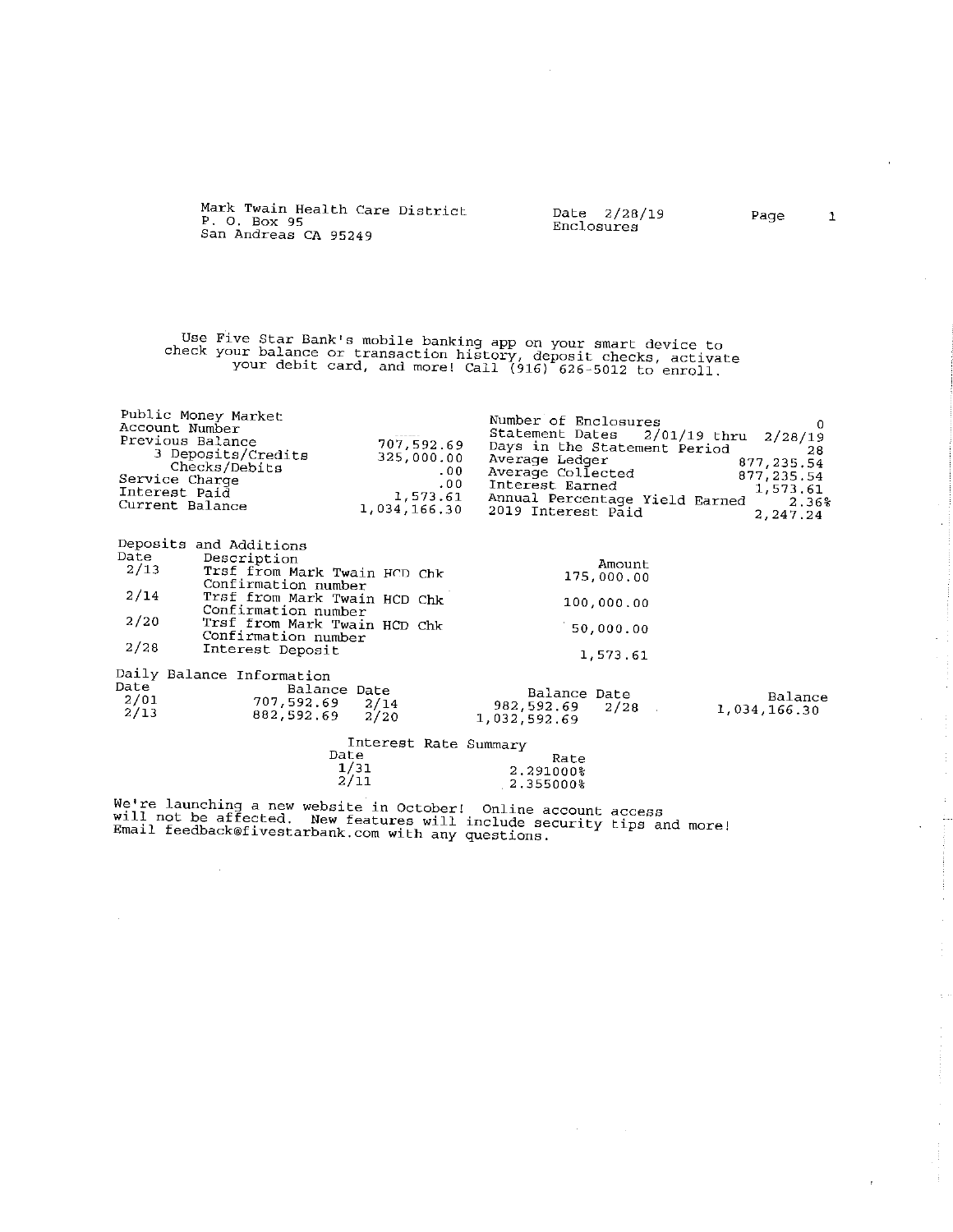Mark Twain Health Care District
P. O. Box 95
San Andreas CA 95249

Date 2/28/19
Enclosures

Page 1

Use Five Star Bank's mobile banking app on your smart device to check your balance or transaction history, deposit checks, activate your debit card, and more! Call (916) 626-5012 to enroll.

| Public Money Market | | | |
|---|---|---|---|
| Account Number | | Number of Enclosures | 0 |
| Previous Balance | 707,592.69 | Statement Dates 2/01/19 thru | 2/28/19 |
| 3 Deposits/Credits | 325,000.00 | Days in the Statement Period | 28 |
| Checks/Debits | .00 | Average Ledger | 877,235.54 |
| Service Charge | .00 | Average Collected | 877,235.54 |
| Interest Paid | 1,573.61 | Interest Earned | 1,573.61 |
| Current Balance | 1,034,166.30 | Annual Percentage Yield Earned | 2.36% |
| | | 2019 Interest Paid | 2,247.24 |

Deposits and Additions

| Date | Description | Amount |
|---|---|---|
| 2/13 | Trsf from Mark Twain HCD Chk Confirmation number | 175,000.00 |
| 2/14 | Trsf from Mark Twain HCD Chk Confirmation number | 100,000.00 |
| 2/20 | Trsf from Mark Twain HCD Chk Confirmation number | 50,000.00 |
| 2/28 | Interest Deposit | 1,573.61 |

Daily Balance Information

| Date | Balance | Date | Balance | Date | Balance |
|---|---|---|---|---|---|
| 2/01 | 707,592.69 | 2/14 | 982,592.69 | 2/28 | 1,034,166.30 |
| 2/13 | 882,592.69 | 2/20 | 1,032,592.69 | | |

Interest Rate Summary

| Date | Rate |
|---|---|
| 1/31 | 2.291000% |
| 2/11 | 2.355000% |

We're launching a new website in October! Online account access will not be affected. New features will include security tips and more! Email feedback@fivestarbank.com with any questions.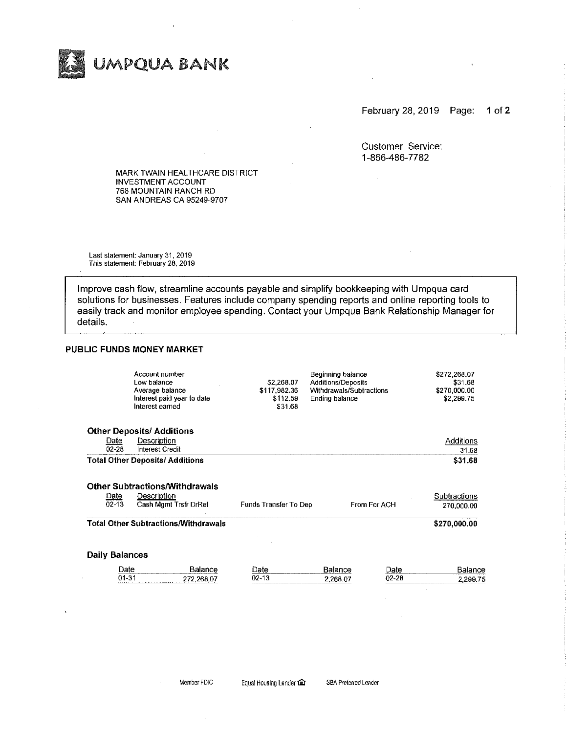# UMPQUA BANK

February 28, 2019

Customer Service:
1-866-486-7782

MARK TWAIN HEALTHCARE DISTRICT
INVESTMENT ACCOUNT
768 MOUNTAIN RANCH RD
SAN ANDREAS CA 95249-9707

Last statement: January 31, 2019
This statement: February 28, 2019

> Improve cash flow, streamline accounts payable and simplify bookkeeping with Umpqua card solutions for businesses. Features include company spending reports and online reporting tools to easily track and monitor employee spending. Contact your Umpqua Bank Relationship Manager for details.

## PUBLIC FUNDS MONEY MARKET

| | | | |
|---|---|---|---|
| Account number | | Beginning balance | $272,268.07 |
| Low balance | $2,268.07 | Additions/Deposits | $31.68 |
| Average balance | $117,982.36 | Withdrawals/Subtractions | $270,000.00 |
| Interest paid year to date | $112.59 | Ending balance | $2,299.75 |
| Interest earned | $31.68 | | |

### Other Deposits/ Additions

| Date | Description | Additions |
|---|---|---|
| 02-28 | Interest Credit | 31.68 |
| **Total Other Deposits/ Additions** | | **$31.68** |

### Other Subtractions/Withdrawals

| Date | Description | | | Subtractions |
|---|---|---|---|---|
| 02-13 | Cash Mgmt Trsfr DrRef | Funds Transfer To Dep | From For ACH | 270,000.00 |
| **Total Other Subtractions/Withdrawals** | | | | **$270,000.00** |

### Daily Balances

| Date | Balance | Date | Balance | Date | Balance |
|---|---|---|---|---|---|
| 01-31 | 272,268.07 | 02-13 | 2,268.07 | 02-28 | 2,299.75 |

Member FDIC Equal Housing Lender SBA Preferred Lender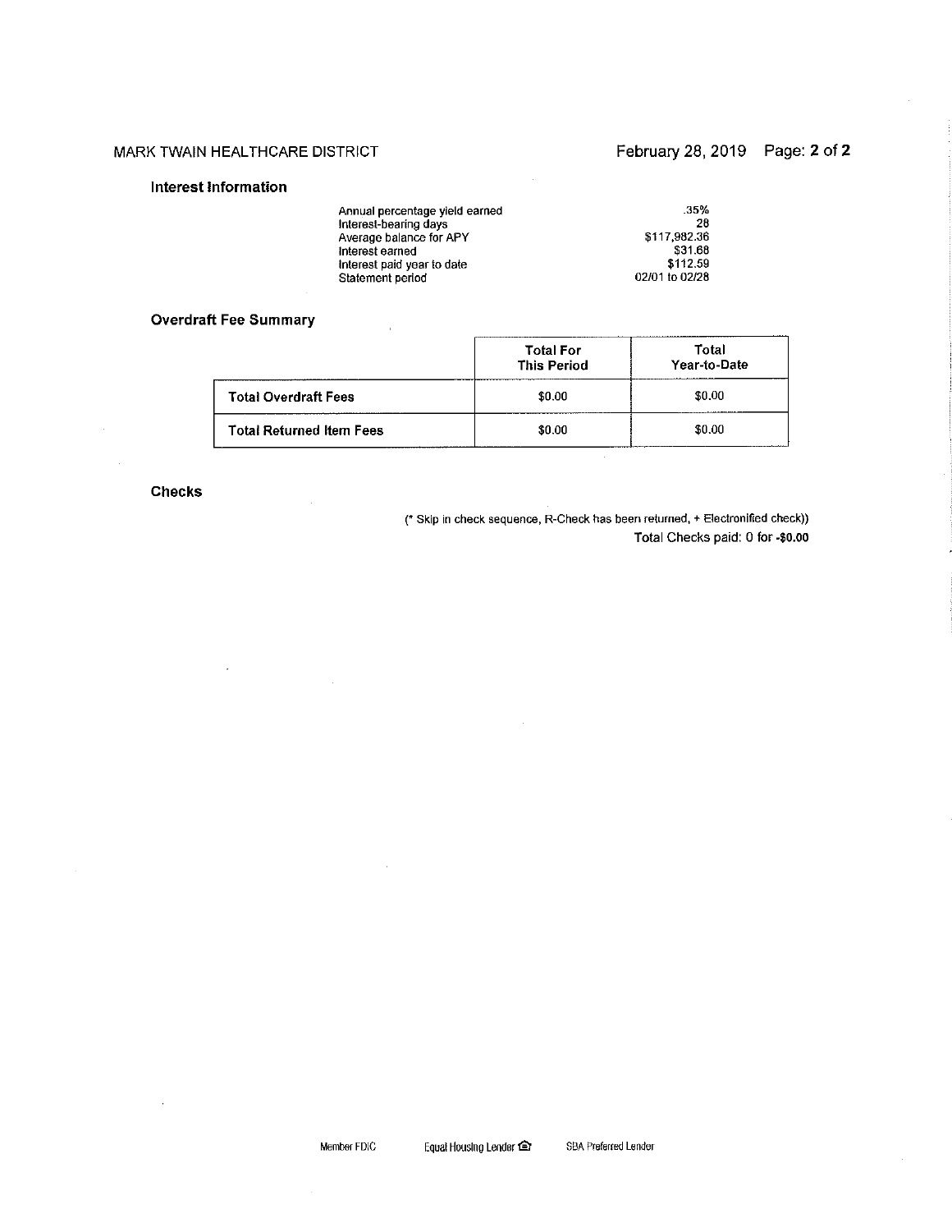### Interest Information

| | |
|---|---|
| Annual percentage yield earned | .35% |
| Interest-bearing days | 28 |
| Average balance for APY | $117,982.36 |
| Interest earned | $31.68 |
| Interest paid year to date | $112.59 |
| Statement period | 02/01 to 02/28 |

### Overdraft Fee Summary

| | Total For This Period | Total Year-to-Date |
|---|---|---|
| **Total Overdraft Fees** | $0.00 | $0.00 |
| **Total Returned Item Fees** | $0.00 | $0.00 |

### Checks

(* Skip in check sequence, R-Check has been returned, + Electronified check))

Total Checks paid: 0 for **-$0.00**

Member FDIC    Equal Housing Lender    SBA Preferred Lender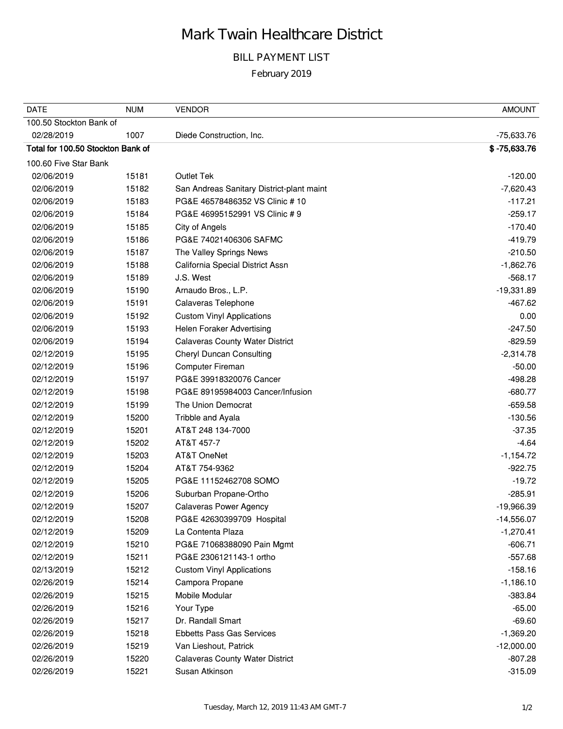# Mark Twain Healthcare District

## BILL PAYMENT LIST

February 2019

| DATE | NUM | VENDOR | AMOUNT |
|---|---|---|---|
| 100.50 Stockton Bank of | | | |
| 02/28/2019 | 1007 | Diede Construction, Inc. | -75,633.76 |
| **Total for 100.50 Stockton Bank of** | | | **$ -75,633.76** |
| 100.60 Five Star Bank | | | |
| 02/06/2019 | 15181 | Outlet Tek | -120.00 |
| 02/06/2019 | 15182 | San Andreas Sanitary District-plant maint | -7,620.43 |
| 02/06/2019 | 15183 | PG&E 46578486352 VS Clinic # 10 | -117.21 |
| 02/06/2019 | 15184 | PG&E 46995152991 VS Clinic # 9 | -259.17 |
| 02/06/2019 | 15185 | City of Angels | -170.40 |
| 02/06/2019 | 15186 | PG&E 74021406306 SAFMC | -419.79 |
| 02/06/2019 | 15187 | The Valley Springs News | -210.50 |
| 02/06/2019 | 15188 | California Special District Assn | -1,862.76 |
| 02/06/2019 | 15189 | J.S. West | -568.17 |
| 02/06/2019 | 15190 | Arnaudo Bros., L.P. | -19,331.89 |
| 02/06/2019 | 15191 | Calaveras Telephone | -467.62 |
| 02/06/2019 | 15192 | Custom Vinyl Applications | 0.00 |
| 02/06/2019 | 15193 | Helen Foraker Advertising | -247.50 |
| 02/06/2019 | 15194 | Calaveras County Water District | -829.59 |
| 02/12/2019 | 15195 | Cheryl Duncan Consulting | -2,314.78 |
| 02/12/2019 | 15196 | Computer Fireman | -50.00 |
| 02/12/2019 | 15197 | PG&E 39918320076 Cancer | -498.28 |
| 02/12/2019 | 15198 | PG&E 89195984003 Cancer/Infusion | -680.77 |
| 02/12/2019 | 15199 | The Union Democrat | -659.58 |
| 02/12/2019 | 15200 | Tribble and Ayala | -130.56 |
| 02/12/2019 | 15201 | AT&T 248 134-7000 | -37.35 |
| 02/12/2019 | 15202 | AT&T 457-7 | -4.64 |
| 02/12/2019 | 15203 | AT&T OneNet | -1,154.72 |
| 02/12/2019 | 15204 | AT&T 754-9362 | -922.75 |
| 02/12/2019 | 15205 | PG&E 11152462708 SOMO | -19.72 |
| 02/12/2019 | 15206 | Suburban Propane-Ortho | -285.91 |
| 02/12/2019 | 15207 | Calaveras Power Agency | -19,966.39 |
| 02/12/2019 | 15208 | PG&E 42630399709 Hospital | -14,556.07 |
| 02/12/2019 | 15209 | La Contenta Plaza | -1,270.41 |
| 02/12/2019 | 15210 | PG&E 71068388090 Pain Mgmt | -606.71 |
| 02/12/2019 | 15211 | PG&E 2306121143-1 ortho | -557.68 |
| 02/13/2019 | 15212 | Custom Vinyl Applications | -158.16 |
| 02/26/2019 | 15214 | Campora Propane | -1,186.10 |
| 02/26/2019 | 15215 | Mobile Modular | -383.84 |
| 02/26/2019 | 15216 | Your Type | -65.00 |
| 02/26/2019 | 15217 | Dr. Randall Smart | -69.60 |
| 02/26/2019 | 15218 | Ebbetts Pass Gas Services | -1,369.20 |
| 02/26/2019 | 15219 | Van Lieshout, Patrick | -12,000.00 |
| 02/26/2019 | 15220 | Calaveras County Water District | -807.28 |
| 02/26/2019 | 15221 | Susan Atkinson | -315.09 |

Tuesday, March 12, 2019 11:43 AM GMT-7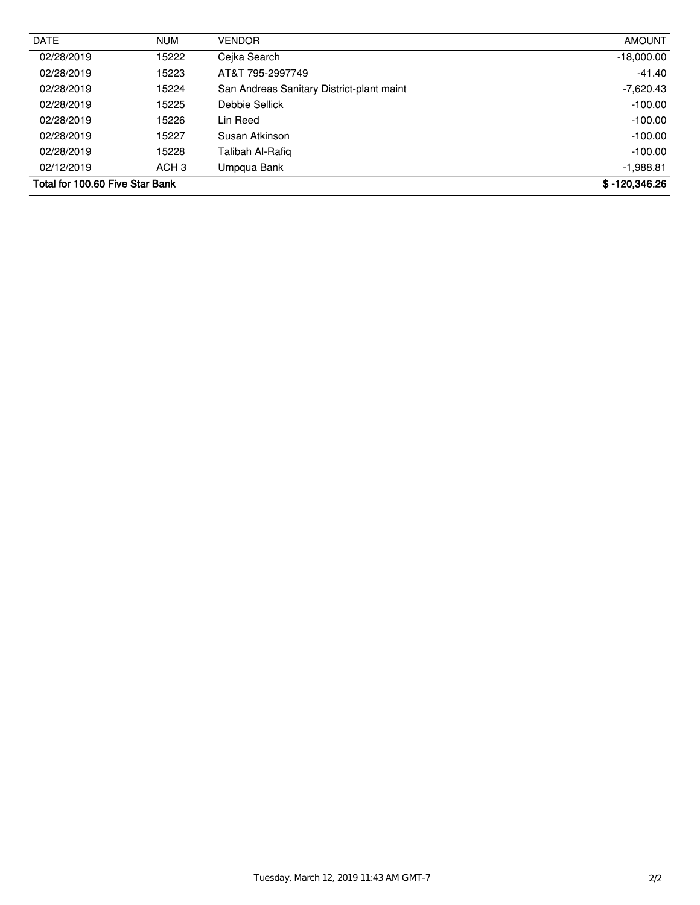| DATE | NUM | VENDOR | AMOUNT |
| --- | --- | --- | --- |
| 02/28/2019 | 15222 | Cejka Search | -18,000.00 |
| 02/28/2019 | 15223 | AT&T 795-2997749 | -41.40 |
| 02/28/2019 | 15224 | San Andreas Sanitary District-plant maint | -7,620.43 |
| 02/28/2019 | 15225 | Debbie Sellick | -100.00 |
| 02/28/2019 | 15226 | Lin Reed | -100.00 |
| 02/28/2019 | 15227 | Susan Atkinson | -100.00 |
| 02/28/2019 | 15228 | Talibah Al-Rafiq | -100.00 |
| 02/12/2019 | ACH 3 | Umpqua Bank | -1,988.81 |
| **Total for 100.60 Five Star Bank** | | | **$ -120,346.26** |

Tuesday, March 12, 2019 11:43 AM GMT-7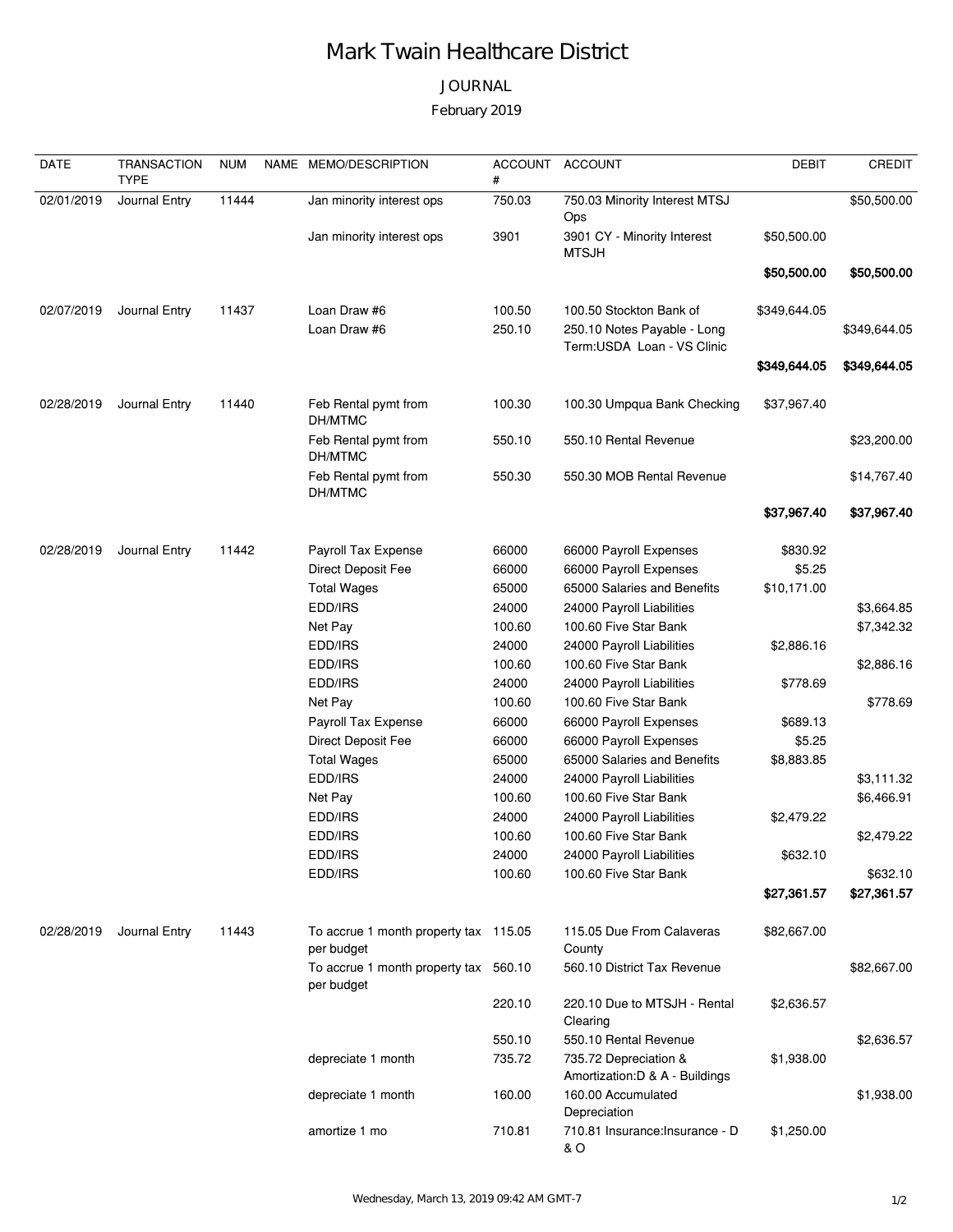# Mark Twain Healthcare District

## JOURNAL

### February 2019

| DATE | TRANSACTION TYPE | NUM | NAME | MEMO/DESCRIPTION | ACCOUNT # | ACCOUNT | DEBIT | CREDIT |
|---|---|---|---|---|---|---|---|---|
| 02/01/2019 | Journal Entry | 11444 | | Jan minority interest ops | 750.03 | 750.03 Minority Interest MTSJ Ops | | $50,500.00 |
| | | | | Jan minority interest ops | 3901 | 3901 CY - Minority Interest MTSJH | $50,500.00 | |
| | | | | | | | **$50,500.00** | **$50,500.00** |
| 02/07/2019 | Journal Entry | 11437 | | Loan Draw #6 | 100.50 | 100.50 Stockton Bank of | $349,644.05 | |
| | | | | Loan Draw #6 | 250.10 | 250.10 Notes Payable - Long Term:USDA Loan - VS Clinic | | $349,644.05 |
| | | | | | | | **$349,644.05** | **$349,644.05** |
| 02/28/2019 | Journal Entry | 11440 | | Feb Rental pymt from DH/MTMC | 100.30 | 100.30 Umpqua Bank Checking | $37,967.40 | |
| | | | | Feb Rental pymt from DH/MTMC | 550.10 | 550.10 Rental Revenue | | $23,200.00 |
| | | | | Feb Rental pymt from DH/MTMC | 550.30 | 550.30 MOB Rental Revenue | | $14,767.40 |
| | | | | | | | **$37,967.40** | **$37,967.40** |
| 02/28/2019 | Journal Entry | 11442 | | Payroll Tax Expense | 66000 | 66000 Payroll Expenses | $830.92 | |
| | | | | Direct Deposit Fee | 66000 | 66000 Payroll Expenses | $5.25 | |
| | | | | Total Wages | 65000 | 65000 Salaries and Benefits | $10,171.00 | |
| | | | | EDD/IRS | 24000 | 24000 Payroll Liabilities | | $3,664.85 |
| | | | | Net Pay | 100.60 | 100.60 Five Star Bank | | $7,342.32 |
| | | | | EDD/IRS | 24000 | 24000 Payroll Liabilities | $2,886.16 | |
| | | | | EDD/IRS | 100.60 | 100.60 Five Star Bank | | $2,886.16 |
| | | | | EDD/IRS | 24000 | 24000 Payroll Liabilities | $778.69 | |
| | | | | Net Pay | 100.60 | 100.60 Five Star Bank | | $778.69 |
| | | | | Payroll Tax Expense | 66000 | 66000 Payroll Expenses | $689.13 | |
| | | | | Direct Deposit Fee | 66000 | 66000 Payroll Expenses | $5.25 | |
| | | | | Total Wages | 65000 | 65000 Salaries and Benefits | $8,883.85 | |
| | | | | EDD/IRS | 24000 | 24000 Payroll Liabilities | | $3,111.32 |
| | | | | Net Pay | 100.60 | 100.60 Five Star Bank | | $6,466.91 |
| | | | | EDD/IRS | 24000 | 24000 Payroll Liabilities | $2,479.22 | |
| | | | | EDD/IRS | 100.60 | 100.60 Five Star Bank | | $2,479.22 |
| | | | | EDD/IRS | 24000 | 24000 Payroll Liabilities | $632.10 | |
| | | | | EDD/IRS | 100.60 | 100.60 Five Star Bank | | $632.10 |
| | | | | | | | **$27,361.57** | **$27,361.57** |
| 02/28/2019 | Journal Entry | 11443 | | To accrue 1 month property tax per budget | 115.05 | 115.05 Due From Calaveras County | $82,667.00 | |
| | | | | To accrue 1 month property tax per budget | 560.10 | 560.10 District Tax Revenue | | $82,667.00 |
| | | | | | 220.10 | 220.10 Due to MTSJH - Rental Clearing | $2,636.57 | |
| | | | | | 550.10 | 550.10 Rental Revenue | | $2,636.57 |
| | | | | depreciate 1 month | 735.72 | 735.72 Depreciation & Amortization:D & A - Buildings | $1,938.00 | |
| | | | | depreciate 1 month | 160.00 | 160.00 Accumulated Depreciation | | $1,938.00 |
| | | | | amortize 1 mo | 710.81 | 710.81 Insurance:Insurance - D & O | $1,250.00 | |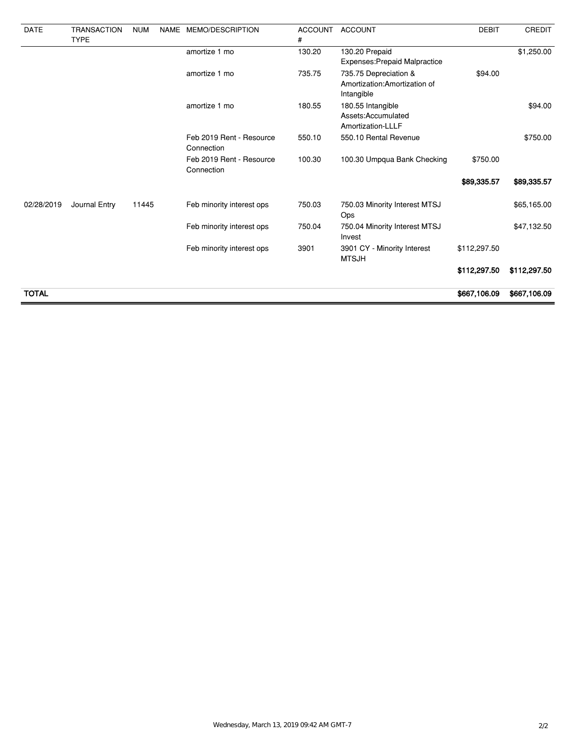| DATE | TRANSACTION TYPE | NUM | NAME | MEMO/DESCRIPTION | ACCOUNT # | ACCOUNT | DEBIT | CREDIT |
|---|---|---|---|---|---|---|---|---|
| | | | | amortize 1 mo | 130.20 | 130.20 Prepaid Expenses:Prepaid Malpractice | | $1,250.00 |
| | | | | amortize 1 mo | 735.75 | 735.75 Depreciation & Amortization:Amortization of Intangible | $94.00 | |
| | | | | amortize 1 mo | 180.55 | 180.55 Intangible Assets:Accumulated Amortization-LLLF | | $94.00 |
| | | | | Feb 2019 Rent - Resource Connection | 550.10 | 550.10 Rental Revenue | | $750.00 |
| | | | | Feb 2019 Rent - Resource Connection | 100.30 | 100.30 Umpqua Bank Checking | $750.00 | |
| | | | | | | | **$89,335.57** | **$89,335.57** |
| 02/28/2019 | Journal Entry | 11445 | | Feb minority interest ops | 750.03 | 750.03 Minority Interest MTSJ Ops | | $65,165.00 |
| | | | | Feb minority interest ops | 750.04 | 750.04 Minority Interest MTSJ Invest | | $47,132.50 |
| | | | | Feb minority interest ops | 3901 | 3901 CY - Minority Interest MTSJH | $112,297.50 | |
| | | | | | | | **$112,297.50** | **$112,297.50** |
| **TOTAL** | | | | | | | **$667,106.09** | **$667,106.09** |

Wednesday, March 13, 2019 09:42 AM GMT-7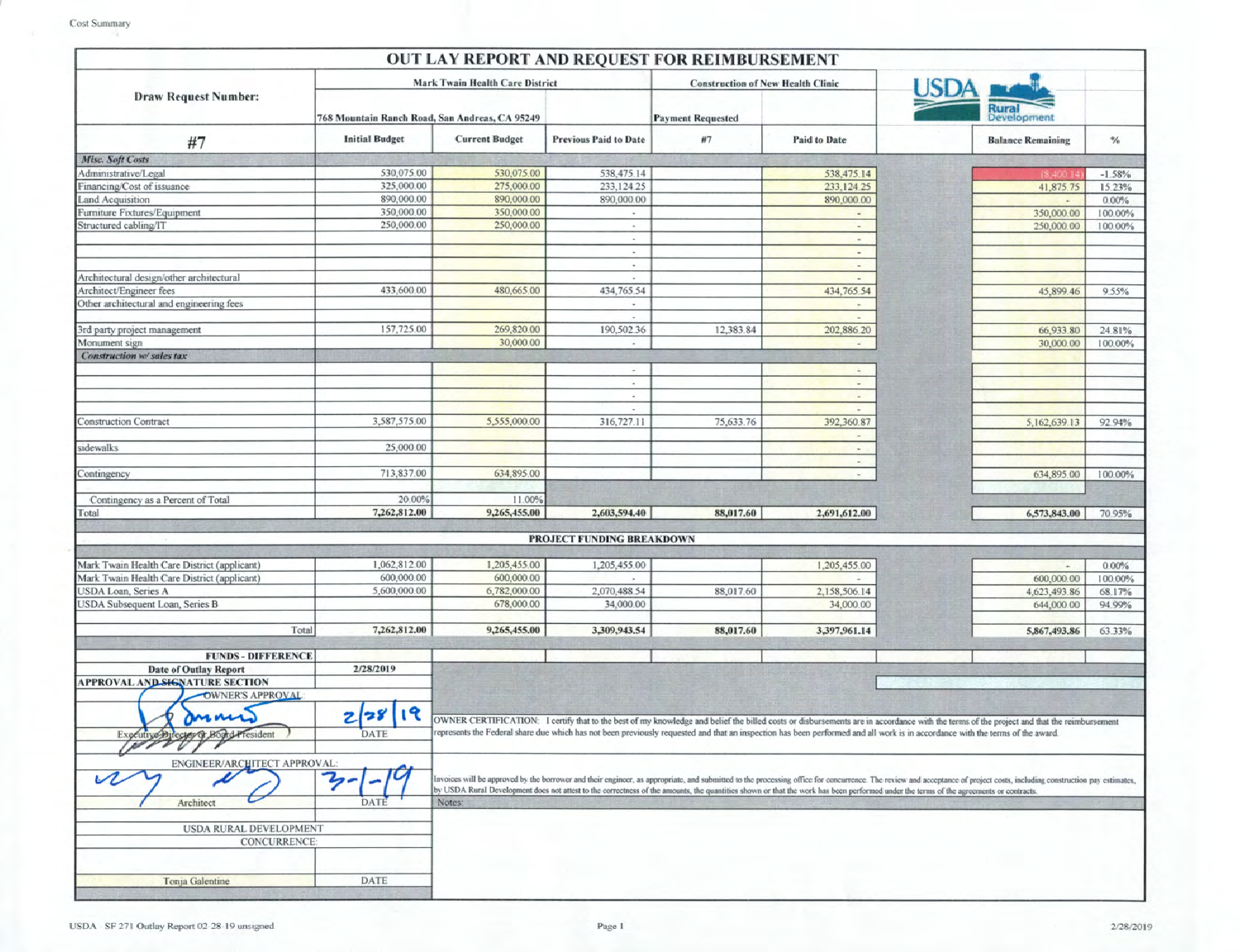Cost Summary

# OUT LAY REPORT AND REQUEST FOR REIMBURSEMENT

| Draw Request Number: | Mark Twain Health Care District | | | Construction of New Health Clinic | | USDA Rural Development | |
|---|---|---|---|---|---|---|---|
| | 768 Mountain Ranch Road, San Andreas, CA 95249 | | | Payment Requested | | | |
| #7 | Initial Budget | Current Budget | Previous Paid to Date | #7 | Paid to Date | Balance Remaining | % |
| ***Misc. Soft Costs*** | | | | | | | |
| Administrative/Legal | 530,075.00 | 530,075.00 | 538,475.14 | | 538,475.14 | (8,400.14) | -1.58% |
| Financing/Cost of issuance | 325,000.00 | 275,000.00 | 233,124.25 | | 233,124.25 | 41,875.75 | 15.23% |
| Land Acquisition | 890,000.00 | 890,000.00 | 890,000.00 | | 890,000.00 | - | 0.00% |
| Furniture Fixtures/Equipment | 350,000.00 | 350,000.00 | - | | - | 350,000.00 | 100.00% |
| Structured cabling/IT | 250,000.00 | 250,000.00 | - | | - | 250,000.00 | 100.00% |
| | | | - | | - | | |
| | | | - | | - | | |
| | | | - | | - | | |
| Architectural design/other architectural | | | - | | - | | |
| Architect/Engineer fees | 433,600.00 | 480,665.00 | 434,765.54 | | 434,765.54 | 45,899.46 | 9.55% |
| Other architectural and engineering fees | | | - | | - | | |
| | | | - | | - | | |
| 3rd party project management | 157,725.00 | 269,820.00 | 190,502.36 | 12,383.84 | 202,886.20 | 66,933.80 | 24.81% |
| Monument sign | | 30,000.00 | - | | - | 30,000.00 | 100.00% |
| ***Construction w/ sales tax*** | | | | | | | |
| | | | - | | - | | |
| | | | - | | - | | |
| | | | - | | - | | |
| | | | - | | - | | |
| Construction Contract | 3,587,575.00 | 5,555,000.00 | 316,727.11 | 75,633.76 | 392,360.87 | 5,162,639.13 | 92.94% |
| | | | | | - | | |
| sidewalks | 25,000.00 | | | | - | | |
| | | | | | - | | |
| Contingency | 713,837.00 | 634,895.00 | | | - | 634,895.00 | 100.00% |
| | | | | | | | |
| Contingency as a Percent of Total | 20.00% | 11.00% | | | | | |
| Total | **7,262,812.00** | **9,265,455.00** | **2,603,594.40** | **88,017.60** | **2,691,612.00** | **6,573,843.00** | 70.95% |
| **PROJECT FUNDING BREAKDOWN** | | | | | | | |
| Mark Twain Health Care District (applicant) | 1,062,812.00 | 1,205,455.00 | 1,205,455.00 | | 1,205,455.00 | - | 0.00% |
| Mark Twain Health Care District (applicant) | 600,000.00 | 600,000.00 | - | | - | 600,000.00 | 100.00% |
| USDA Loan, Series A | 5,600,000.00 | 6,782,000.00 | 2,070,488.54 | 88,017.60 | 2,158,506.14 | 4,623,493.86 | 68.17% |
| USDA Subsequent Loan, Series B | | 678,000.00 | 34,000.00 | | 34,000.00 | 644,000.00 | 94.99% |
| Total | **7,262,812.00** | **9,265,455.00** | **3,309,943.54** | **88,017.60** | **3,397,961.14** | **5,867,493.86** | 63.33% |
| **FUNDS - DIFFERENCE** | | | | | | | |
| **Date of Outlay Report** | **2/28/2019** | | | | | | |

**APPROVAL AND SIGNATURE SECTION**

OWNER'S APPROVAL:

Executive Director or Board President — DATE: 2/28/19

OWNER CERTIFICATION: I certify that to the best of my knowledge and belief the billed costs or disbursements are in accordance with the terms of the project and that the reimbursement represents the Federal share due which has not been previously requested and that an inspection has been performed and all work is in accordance with the terms of the award.

ENGINEER/ARCHITECT APPROVAL:

Architect — DATE: 3-1-19

Invoices will be approved by the borrower and their engineer, as appropriate, and submitted to the processing office for concurrence. The review and acceptance of project costs, including construction pay estimates, by USDA Rural Development does not attest to the correctness of the amounts, the quantities shown or that the work has been performed under the terms of the agreements or contracts.

Notes:

USDA RURAL DEVELOPMENT CONCURRENCE:

Tonja Galentine — DATE

USDA SF 271 Outlay Report 02-28-19 unsigned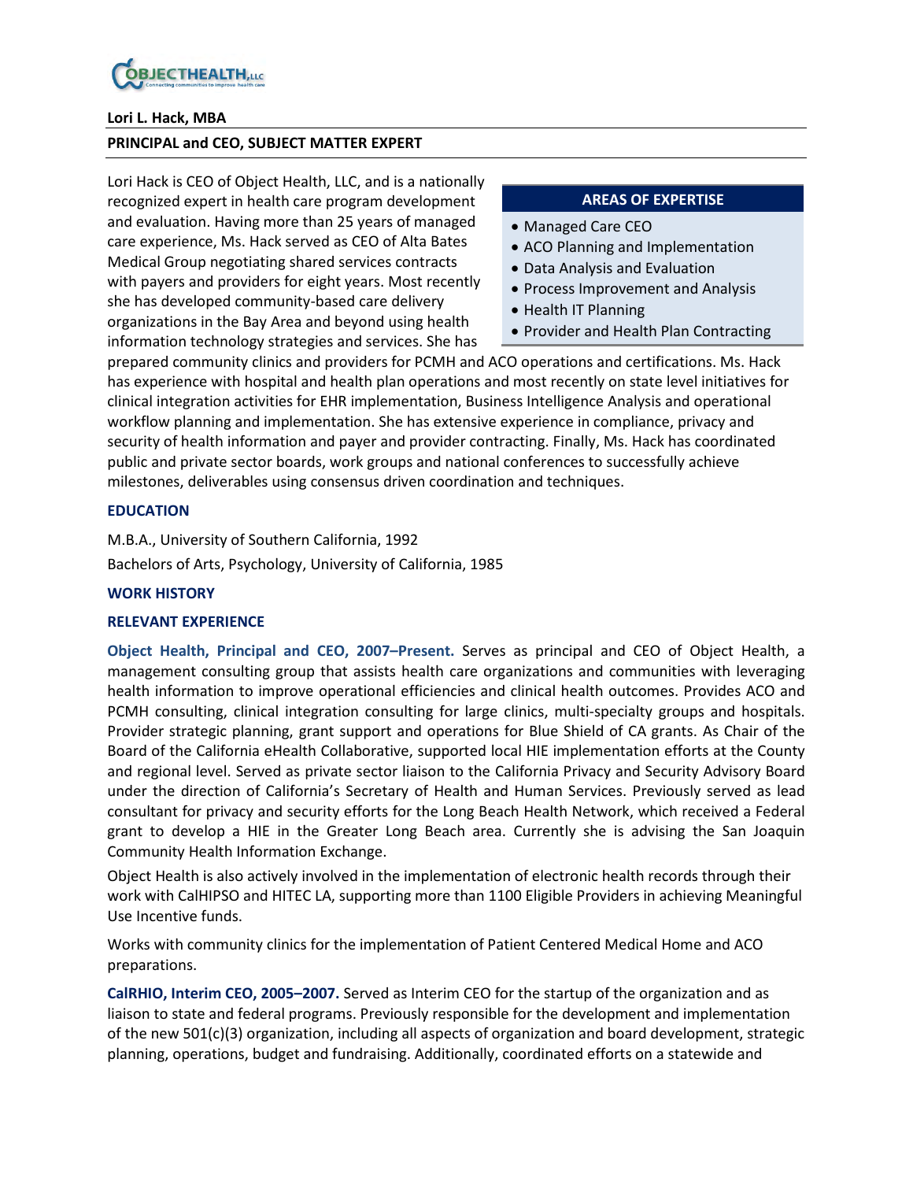**Lori L. Hack, MBA**

**PRINCIPAL and CEO, SUBJECT MATTER EXPERT**

Lori Hack is CEO of Object Health, LLC, and is a nationally recognized expert in health care program development and evaluation. Having more than 25 years of managed care experience, Ms. Hack served as CEO of Alta Bates Medical Group negotiating shared services contracts with payers and providers for eight years. Most recently she has developed community-based care delivery organizations in the Bay Area and beyond using health information technology strategies and services. She has prepared community clinics and providers for PCMH and ACO operations and certifications. Ms. Hack has experience with hospital and health plan operations and most recently on state level initiatives for clinical integration activities for EHR implementation, Business Intelligence Analysis and operational workflow planning and implementation. She has extensive experience in compliance, privacy and security of health information and payer and provider contracting. Finally, Ms. Hack has coordinated public and private sector boards, work groups and national conferences to successfully achieve milestones, deliverables using consensus driven coordination and techniques.

**AREAS OF EXPERTISE**

- Managed Care CEO
- ACO Planning and Implementation
- Data Analysis and Evaluation
- Process Improvement and Analysis
- Health IT Planning
- Provider and Health Plan Contracting

## EDUCATION

M.B.A., University of Southern California, 1992

Bachelors of Arts, Psychology, University of California, 1985

## WORK HISTORY

### RELEVANT EXPERIENCE

**Object Health, Principal and CEO, 2007–Present.** Serves as principal and CEO of Object Health, a management consulting group that assists health care organizations and communities with leveraging health information to improve operational efficiencies and clinical health outcomes. Provides ACO and PCMH consulting, clinical integration consulting for large clinics, multi-specialty groups and hospitals. Provider strategic planning, grant support and operations for Blue Shield of CA grants. As Chair of the Board of the California eHealth Collaborative, supported local HIE implementation efforts at the County and regional level. Served as private sector liaison to the California Privacy and Security Advisory Board under the direction of California's Secretary of Health and Human Services. Previously served as lead consultant for privacy and security efforts for the Long Beach Health Network, which received a Federal grant to develop a HIE in the Greater Long Beach area. Currently she is advising the San Joaquin Community Health Information Exchange.

Object Health is also actively involved in the implementation of electronic health records through their work with CalHIPSO and HITEC LA, supporting more than 1100 Eligible Providers in achieving Meaningful Use Incentive funds.

Works with community clinics for the implementation of Patient Centered Medical Home and ACO preparations.

**CalRHIO, Interim CEO, 2005–2007.** Served as Interim CEO for the startup of the organization and as liaison to state and federal programs. Previously responsible for the development and implementation of the new 501(c)(3) organization, including all aspects of organization and board development, strategic planning, operations, budget and fundraising. Additionally, coordinated efforts on a statewide and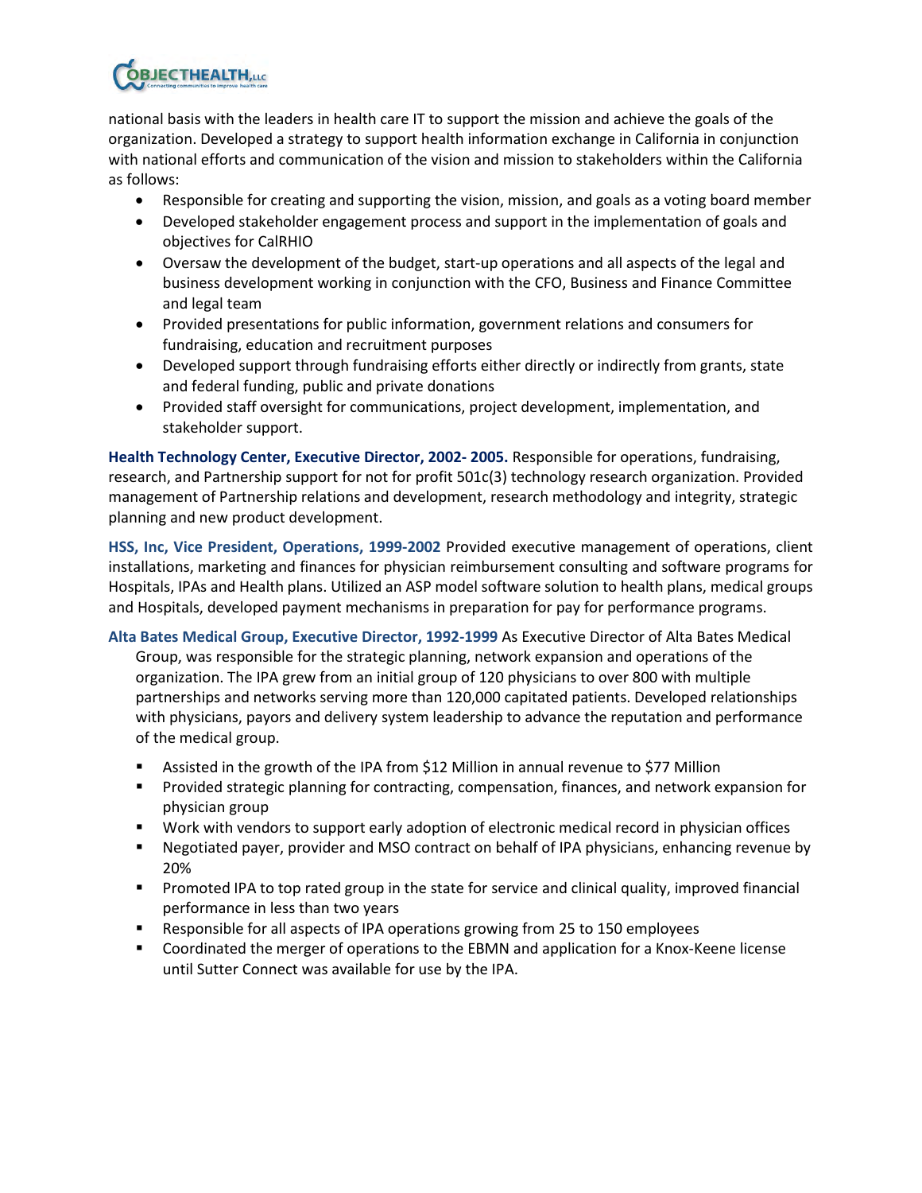national basis with the leaders in health care IT to support the mission and achieve the goals of the organization. Developed a strategy to support health information exchange in California in conjunction with national efforts and communication of the vision and mission to stakeholders within the California as follows:

- Responsible for creating and supporting the vision, mission, and goals as a voting board member
- Developed stakeholder engagement process and support in the implementation of goals and objectives for CalRHIO
- Oversaw the development of the budget, start-up operations and all aspects of the legal and business development working in conjunction with the CFO, Business and Finance Committee and legal team
- Provided presentations for public information, government relations and consumers for fundraising, education and recruitment purposes
- Developed support through fundraising efforts either directly or indirectly from grants, state and federal funding, public and private donations
- Provided staff oversight for communications, project development, implementation, and stakeholder support.

**Health Technology Center, Executive Director, 2002- 2005.** Responsible for operations, fundraising, research, and Partnership support for not for profit 501c(3) technology research organization. Provided management of Partnership relations and development, research methodology and integrity, strategic planning and new product development.

**HSS, Inc, Vice President, Operations, 1999-2002** Provided executive management of operations, client installations, marketing and finances for physician reimbursement consulting and software programs for Hospitals, IPAs and Health plans. Utilized an ASP model software solution to health plans, medical groups and Hospitals, developed payment mechanisms in preparation for pay for performance programs.

**Alta Bates Medical Group, Executive Director, 1992-1999** As Executive Director of Alta Bates Medical Group, was responsible for the strategic planning, network expansion and operations of the organization. The IPA grew from an initial group of 120 physicians to over 800 with multiple partnerships and networks serving more than 120,000 capitated patients. Developed relationships with physicians, payors and delivery system leadership to advance the reputation and performance of the medical group.

- Assisted in the growth of the IPA from $12 Million in annual revenue to $77 Million
- Provided strategic planning for contracting, compensation, finances, and network expansion for physician group
- Work with vendors to support early adoption of electronic medical record in physician offices
- Negotiated payer, provider and MSO contract on behalf of IPA physicians, enhancing revenue by 20%
- Promoted IPA to top rated group in the state for service and clinical quality, improved financial performance in less than two years
- Responsible for all aspects of IPA operations growing from 25 to 150 employees
- Coordinated the merger of operations to the EBMN and application for a Knox-Keene license until Sutter Connect was available for use by the IPA.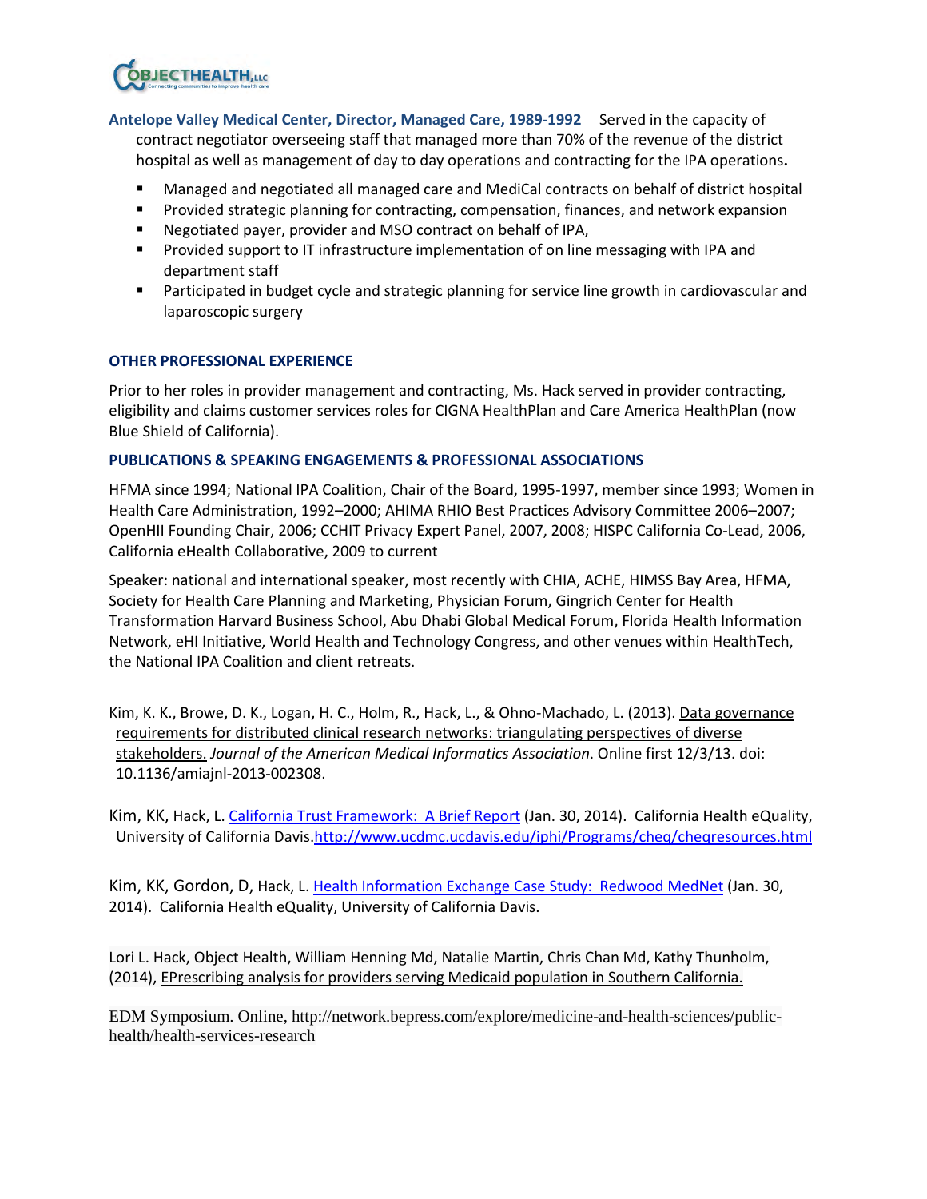**Antelope Valley Medical Center, Director, Managed Care, 1989-1992** Served in the capacity of contract negotiator overseeing staff that managed more than 70% of the revenue of the district hospital as well as management of day to day operations and contracting for the IPA operations**.**

- Managed and negotiated all managed care and MediCal contracts on behalf of district hospital
- Provided strategic planning for contracting, compensation, finances, and network expansion
- Negotiated payer, provider and MSO contract on behalf of IPA,
- Provided support to IT infrastructure implementation of on line messaging with IPA and department staff
- Participated in budget cycle and strategic planning for service line growth in cardiovascular and laparoscopic surgery

### OTHER PROFESSIONAL EXPERIENCE

Prior to her roles in provider management and contracting, Ms. Hack served in provider contracting, eligibility and claims customer services roles for CIGNA HealthPlan and Care America HealthPlan (now Blue Shield of California).

### PUBLICATIONS & SPEAKING ENGAGEMENTS & PROFESSIONAL ASSOCIATIONS

HFMA since 1994; National IPA Coalition, Chair of the Board, 1995-1997, member since 1993; Women in Health Care Administration, 1992–2000; AHIMA RHIO Best Practices Advisory Committee 2006–2007; OpenHII Founding Chair, 2006; CCHIT Privacy Expert Panel, 2007, 2008; HISPC California Co-Lead, 2006, California eHealth Collaborative, 2009 to current

Speaker: national and international speaker, most recently with CHIA, ACHE, HIMSS Bay Area, HFMA, Society for Health Care Planning and Marketing, Physician Forum, Gingrich Center for Health Transformation Harvard Business School, Abu Dhabi Global Medical Forum, Florida Health Information Network, eHI Initiative, World Health and Technology Congress, and other venues within HealthTech, the National IPA Coalition and client retreats.

Kim, K. K., Browe, D. K., Logan, H. C., Holm, R., Hack, L., & Ohno-Machado, L. (2013). Data governance requirements for distributed clinical research networks: triangulating perspectives of diverse stakeholders. *Journal of the American Medical Informatics Association*. Online first 12/3/13. doi: 10.1136/amiajnl-2013-002308.

Kim, KK, Hack, L. California Trust Framework: A Brief Report (Jan. 30, 2014). California Health eQuality, University of California Davis.http://www.ucdmc.ucdavis.edu/iphi/Programs/cheq/cheqresources.html

Kim, KK, Gordon, D, Hack, L. Health Information Exchange Case Study: Redwood MedNet (Jan. 30, 2014). California Health eQuality, University of California Davis.

Lori L. Hack, Object Health, William Henning Md, Natalie Martin, Chris Chan Md, Kathy Thunholm, (2014), EPrescribing analysis for providers serving Medicaid population in Southern California.

EDM Symposium. Online, http://network.bepress.com/explore/medicine-and-health-sciences/public-health/health-services-research